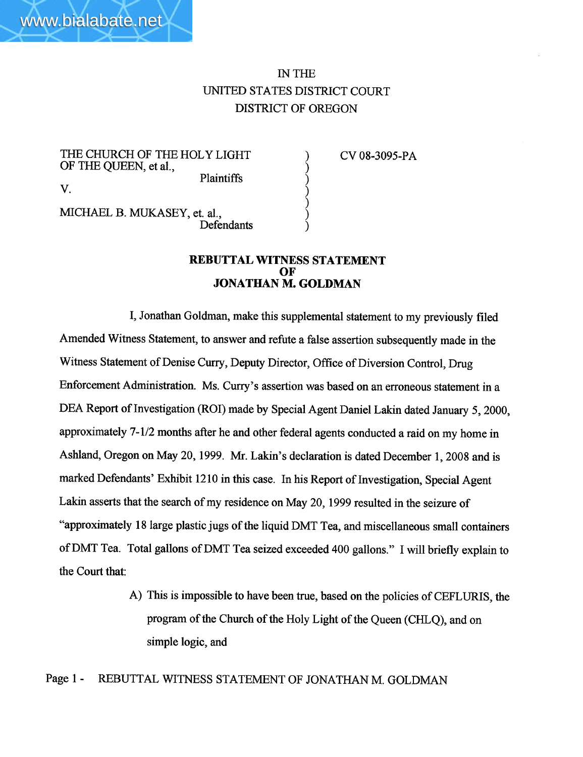IN THE
UNITED STATES DISTRICT COURT
DISTRICT OF OREGON

| | | |
|---|---|---|
| THE CHURCH OF THE HOLY LIGHT OF THE QUEEN, et al., Plaintiffs | ) | CV 08-3095-PA |
| V. | ) | |
| MICHAEL B. MUKASEY, et. al., Defendants | ) | |

**REBUTTAL WITNESS STATEMENT**
**OF**
**JONATHAN M. GOLDMAN**

I, Jonathan Goldman, make this supplemental statement to my previously filed Amended Witness Statement, to answer and refute a false assertion subsequently made in the Witness Statement of Denise Curry, Deputy Director, Office of Diversion Control, Drug Enforcement Administration. Ms. Curry's assertion was based on an erroneous statement in a DEA Report of Investigation (ROI) made by Special Agent Daniel Lakin dated January 5, 2000, approximately 7-1/2 months after he and other federal agents conducted a raid on my home in Ashland, Oregon on May 20, 1999. Mr. Lakin's declaration is dated December 1, 2008 and is marked Defendants' Exhibit 1210 in this case. In his Report of Investigation, Special Agent Lakin asserts that the search of my residence on May 20, 1999 resulted in the seizure of "approximately 18 large plastic jugs of the liquid DMT Tea, and miscellaneous small containers of DMT Tea. Total gallons of DMT Tea seized exceeded 400 gallons." I will briefly explain to the Court that:

A) This is impossible to have been true, based on the policies of CEFLURIS, the program of the Church of the Holy Light of the Queen (CHLQ), and on simple logic, and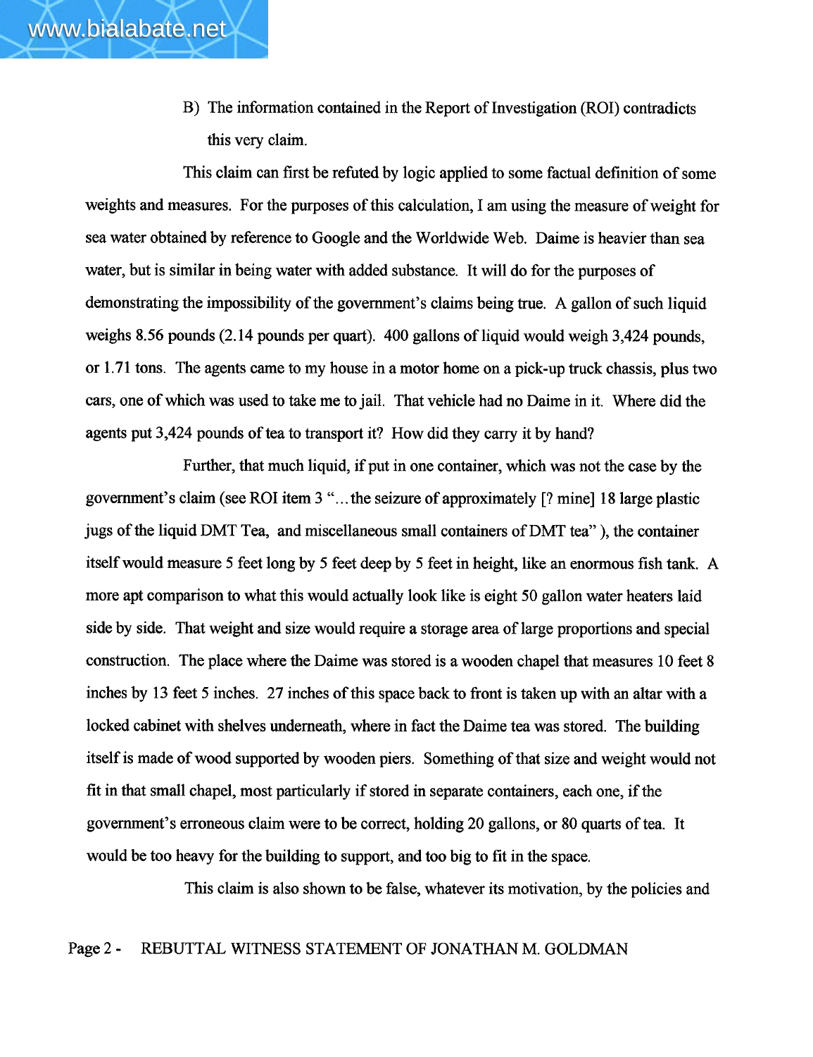B) The information contained in the Report of Investigation (ROI) contradicts this very claim.

This claim can first be refuted by logic applied to some factual definition of some weights and measures. For the purposes of this calculation, I am using the measure of weight for sea water obtained by reference to Google and the Worldwide Web. Daime is heavier than sea water, but is similar in being water with added substance. It will do for the purposes of demonstrating the impossibility of the government's claims being true. A gallon of such liquid weighs 8.56 pounds (2.14 pounds per quart). 400 gallons of liquid would weigh 3,424 pounds, or 1.71 tons. The agents came to my house in a motor home on a pick-up truck chassis, plus two cars, one of which was used to take me to jail. That vehicle had no Daime in it. Where did the agents put 3,424 pounds of tea to transport it? How did they carry it by hand?

Further, that much liquid, if put in one container, which was not the case by the government's claim (see ROI item 3 "…the seizure of approximately [? mine] 18 large plastic jugs of the liquid DMT Tea, and miscellaneous small containers of DMT tea" ), the container itself would measure 5 feet long by 5 feet deep by 5 feet in height, like an enormous fish tank. A more apt comparison to what this would actually look like is eight 50 gallon water heaters laid side by side. That weight and size would require a storage area of large proportions and special construction. The place where the Daime was stored is a wooden chapel that measures 10 feet 8 inches by 13 feet 5 inches. 27 inches of this space back to front is taken up with an altar with a locked cabinet with shelves underneath, where in fact the Daime tea was stored. The building itself is made of wood supported by wooden piers. Something of that size and weight would not fit in that small chapel, most particularly if stored in separate containers, each one, if the government's erroneous claim were to be correct, holding 20 gallons, or 80 quarts of tea. It would be too heavy for the building to support, and too big to fit in the space.

This claim is also shown to be false, whatever its motivation, by the policies and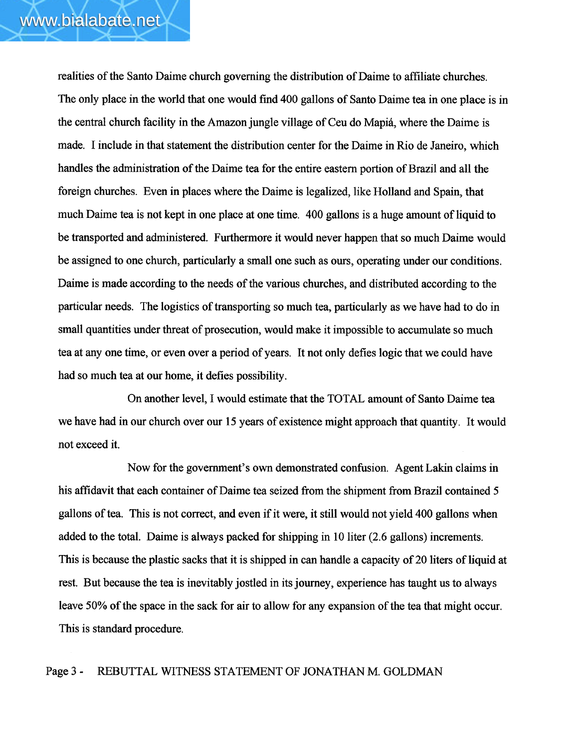realities of the Santo Daime church governing the distribution of Daime to affiliate churches. The only place in the world that one would find 400 gallons of Santo Daime tea in one place is in the central church facility in the Amazon jungle village of Ceu do Mapiá, where the Daime is made. I include in that statement the distribution center for the Daime in Rio de Janeiro, which handles the administration of the Daime tea for the entire eastern portion of Brazil and all the foreign churches. Even in places where the Daime is legalized, like Holland and Spain, that much Daime tea is not kept in one place at one time. 400 gallons is a huge amount of liquid to be transported and administered. Furthermore it would never happen that so much Daime would be assigned to one church, particularly a small one such as ours, operating under our conditions. Daime is made according to the needs of the various churches, and distributed according to the particular needs. The logistics of transporting so much tea, particularly as we have had to do in small quantities under threat of prosecution, would make it impossible to accumulate so much tea at any one time, or even over a period of years. It not only defies logic that we could have had so much tea at our home, it defies possibility.

On another level, I would estimate that the TOTAL amount of Santo Daime tea we have had in our church over our 15 years of existence might approach that quantity. It would not exceed it.

Now for the government's own demonstrated confusion. Agent Lakin claims in his affidavit that each container of Daime tea seized from the shipment from Brazil contained 5 gallons of tea. This is not correct, and even if it were, it still would not yield 400 gallons when added to the total. Daime is always packed for shipping in 10 liter (2.6 gallons) increments. This is because the plastic sacks that it is shipped in can handle a capacity of 20 liters of liquid at rest. But because the tea is inevitably jostled in its journey, experience has taught us to always leave 50% of the space in the sack for air to allow for any expansion of the tea that might occur. This is standard procedure.

Page 3 - REBUTTAL WITNESS STATEMENT OF JONATHAN M. GOLDMAN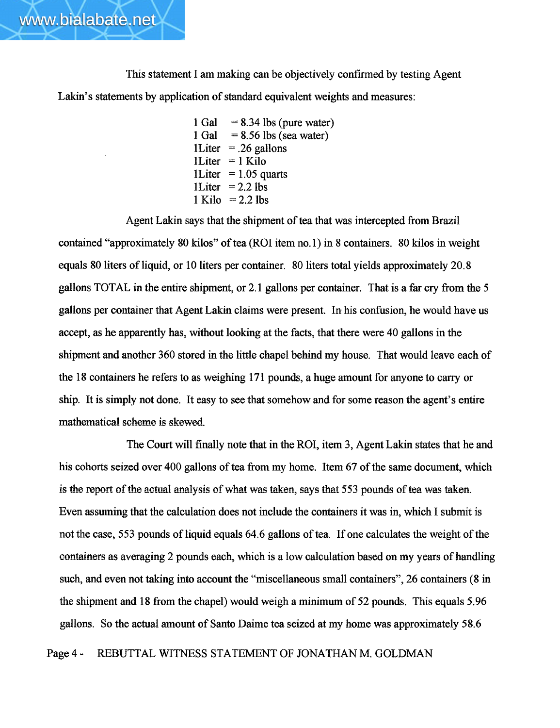This statement I am making can be objectively confirmed by testing Agent Lakin's statements by application of standard equivalent weights and measures:

1 Gal = 8.34 lbs (pure water)
1 Gal = 8.56 lbs (sea water)
1Liter = .26 gallons
1Liter = 1 Kilo
1Liter = 1.05 quarts
1Liter = 2.2 lbs
1 Kilo = 2.2 lbs

Agent Lakin says that the shipment of tea that was intercepted from Brazil contained "approximately 80 kilos" of tea (ROI item no.1) in 8 containers. 80 kilos in weight equals 80 liters of liquid, or 10 liters per container. 80 liters total yields approximately 20.8 gallons TOTAL in the entire shipment, or 2.1 gallons per container. That is a far cry from the 5 gallons per container that Agent Lakin claims were present. In his confusion, he would have us accept, as he apparently has, without looking at the facts, that there were 40 gallons in the shipment and another 360 stored in the little chapel behind my house. That would leave each of the 18 containers he refers to as weighing 171 pounds, a huge amount for anyone to carry or ship. It is simply not done. It easy to see that somehow and for some reason the agent's entire mathematical scheme is skewed.

The Court will finally note that in the ROI, item 3, Agent Lakin states that he and his cohorts seized over 400 gallons of tea from my home. Item 67 of the same document, which is the report of the actual analysis of what was taken, says that 553 pounds of tea was taken. Even assuming that the calculation does not include the containers it was in, which I submit is not the case, 553 pounds of liquid equals 64.6 gallons of tea. If one calculates the weight of the containers as averaging 2 pounds each, which is a low calculation based on my years of handling such, and even not taking into account the "miscellaneous small containers", 26 containers (8 in the shipment and 18 from the chapel) would weigh a minimum of 52 pounds. This equals 5.96 gallons. So the actual amount of Santo Daime tea seized at my home was approximately 58.6

Page 4 - REBUTTAL WITNESS STATEMENT OF JONATHAN M. GOLDMAN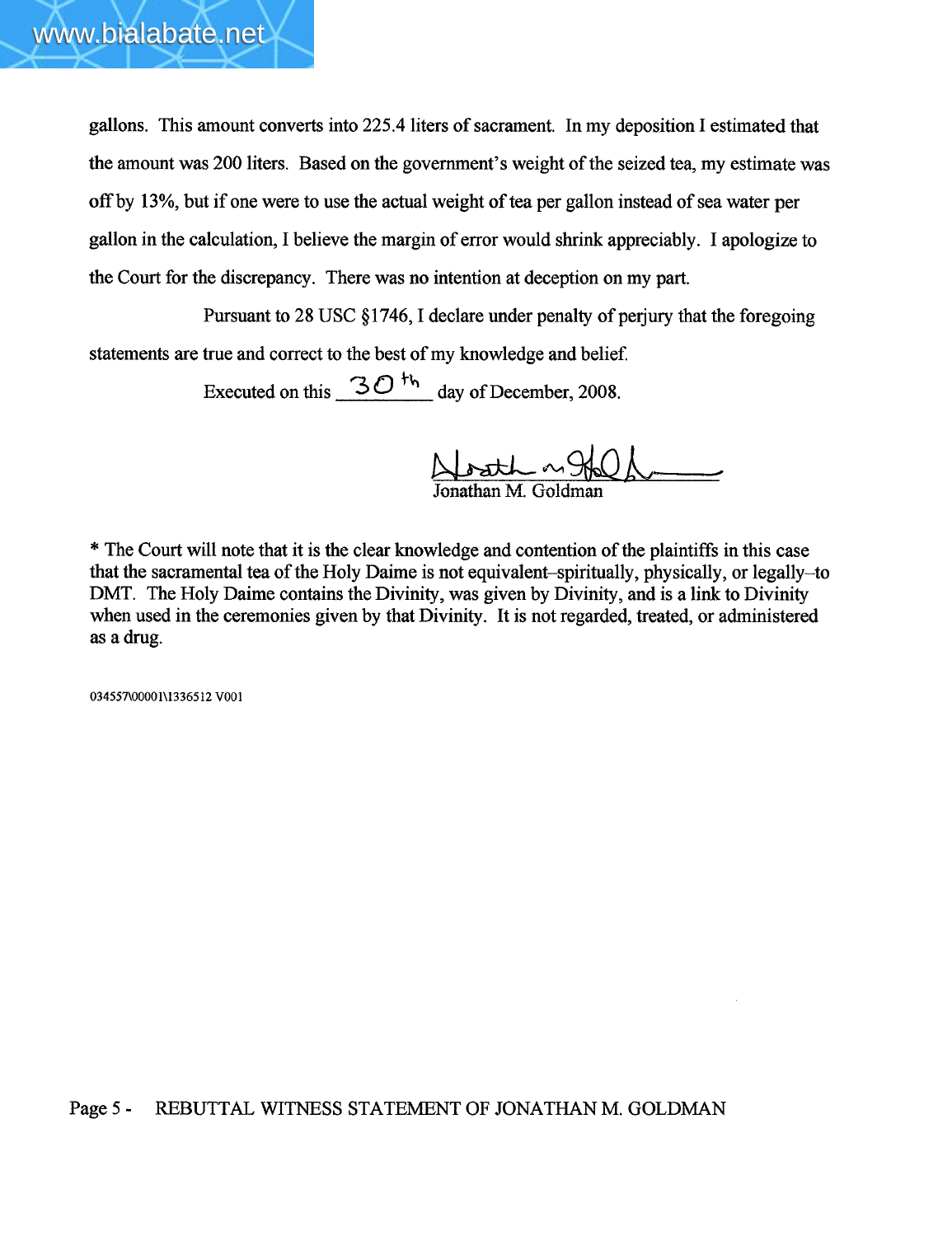gallons. This amount converts into 225.4 liters of sacrament. In my deposition I estimated that the amount was 200 liters. Based on the government's weight of the seized tea, my estimate was off by 13%, but if one were to use the actual weight of tea per gallon instead of sea water per gallon in the calculation, I believe the margin of error would shrink appreciably. I apologize to the Court for the discrepancy. There was no intention at deception on my part.

Pursuant to 28 USC §1746, I declare under penalty of perjury that the foregoing statements are true and correct to the best of my knowledge and belief.

Executed on this 30th day of December, 2008.

Jonathan M. Goldman

* The Court will note that it is the clear knowledge and contention of the plaintiffs in this case that the sacramental tea of the Holy Daime is not equivalent–spiritually, physically, or legally–to DMT. The Holy Daime contains the Divinity, was given by Divinity, and is a link to Divinity when used in the ceremonies given by that Divinity. It is not regarded, treated, or administered as a drug.

034557\00001\1336512 V001

REBUTTAL WITNESS STATEMENT OF JONATHAN M. GOLDMAN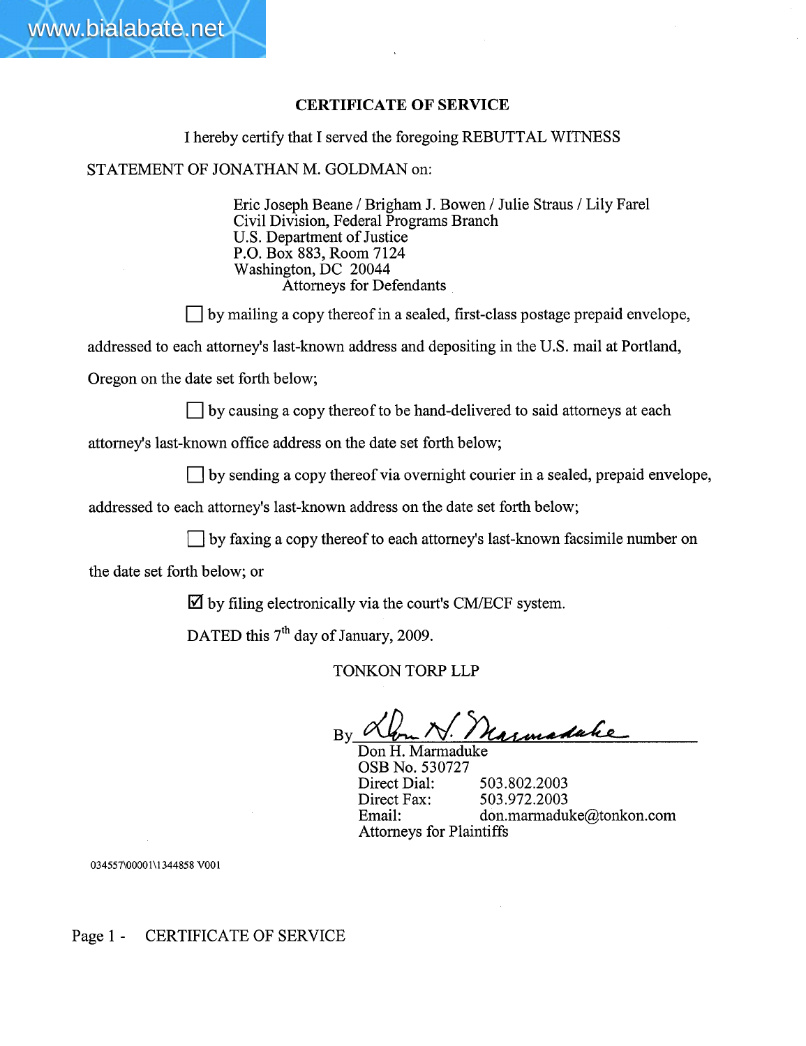## CERTIFICATE OF SERVICE

I hereby certify that I served the foregoing REBUTTAL WITNESS STATEMENT OF JONATHAN M. GOLDMAN on:

Eric Joseph Beane / Brigham J. Bowen / Julie Straus / Lily Farel
Civil Division, Federal Programs Branch
U.S. Department of Justice
P.O. Box 883, Room 7124
Washington, DC 20044
Attorneys for Defendants

☐ by mailing a copy thereof in a sealed, first-class postage prepaid envelope, addressed to each attorney's last-known address and depositing in the U.S. mail at Portland, Oregon on the date set forth below;

☐ by causing a copy thereof to be hand-delivered to said attorneys at each attorney's last-known office address on the date set forth below;

☐ by sending a copy thereof via overnight courier in a sealed, prepaid envelope, addressed to each attorney's last-known address on the date set forth below;

☐ by faxing a copy thereof to each attorney's last-known facsimile number on the date set forth below; or

☑ by filing electronically via the court's CM/ECF system.

DATED this 7th day of January, 2009.

TONKON TORP LLP

By ~~Don H. Marmaduke~~ (signature)
Don H. Marmaduke
OSB No. 530727
Direct Dial: 503.802.2003
Direct Fax: 503.972.2003
Email: don.marmaduke@tonkon.com
Attorneys for Plaintiffs

034557\00001\1344858 V001

Page 1 - CERTIFICATE OF SERVICE